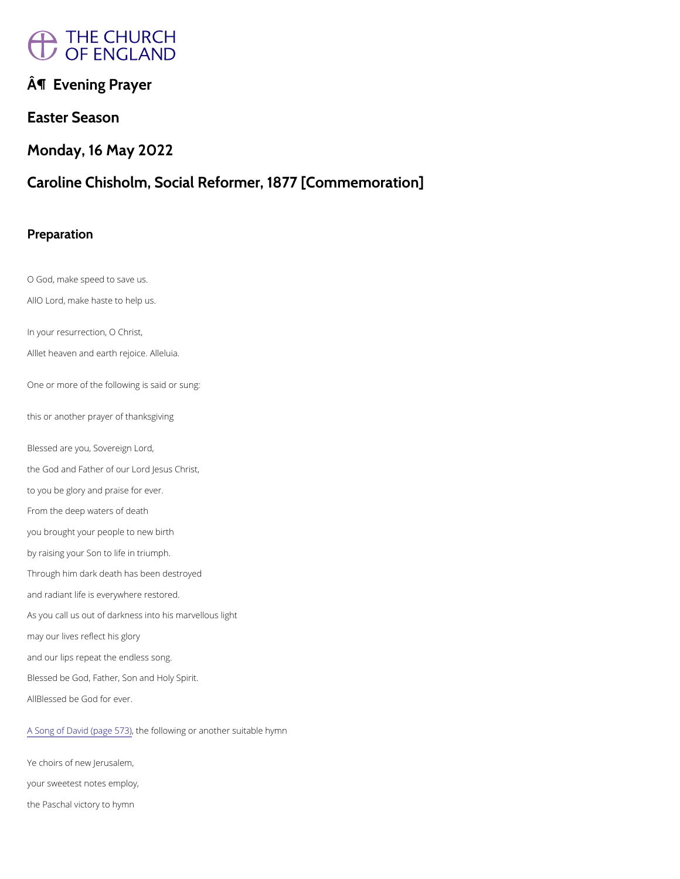# Â¶ Evening Prayer

## Easter Season

## Monday, 16 May 2022

## Caroline Chisholm, Social Reformer, 1877 [Commemoration]

### Preparation

O God, make speed to save us.

AllO Lord, make haste to help us.

In your resurrection, O Christ,

Alllet heaven and earth rejoice. Alleluia.

One or more of the following is said or sung:

this or another prayer of thanksgiving

Blessed are you, Sovereign Lord,

the God and Father of our Lord Jesus Christ,

to you be glory and praise for ever.

From the deep waters of death

you brought your people to new birth

by raising your Son to life in triumph.

Through him dark death has been destroyed

and radiant life is everywhere restored.

As you call us out of darkness into his marvellous light

may our lives reflect his glory

and our lips repeat the endless song.

Blessed be God, Father, Son and Holy Spirit.

AllBlessed be God for ever.

A Song of David (page 573), the following or another suitable hymn

Ye choirs of new Jerusalem,

your sweetest notes employ,

the Paschal victory to hymn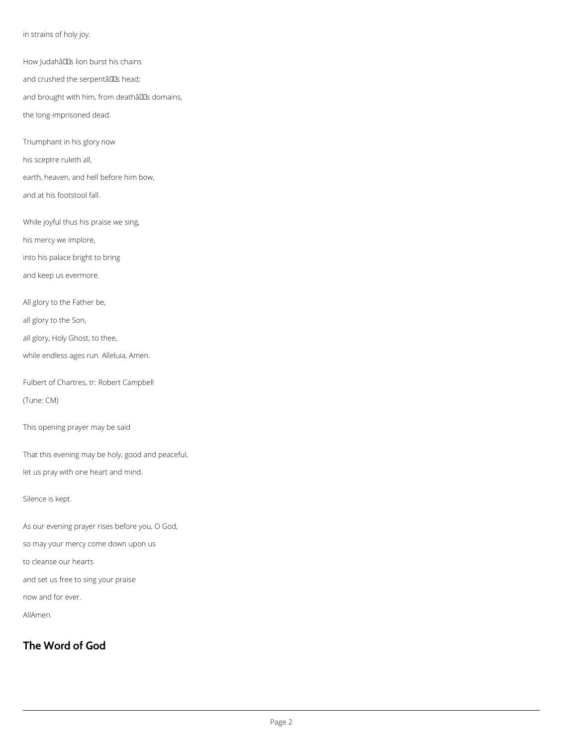in strains of holy joy.

How Judahâs lion burst his chains

and crushed the serpentâs head;

and brought with him, from deathâs domains,

the long-imprisoned dead.

Triumphant in his glory now

his sceptre ruleth all,

earth, heaven, and hell before him bow,

and at his footstool fall.

While joyful thus his praise we sing,

his mercy we implore,

into his palace bright to bring

and keep us evermore.

All glory to the Father be,

all glory to the Son,

all glory, Holy Ghost, to thee,

while endless ages run. Alleluia, Amen.

Fulbert of Chartres, tr: Robert Campbell

(Tune: CM)

This opening prayer may be said

That this evening may be holy, good and peaceful,

let us pray with one heart and mind.

Silence is kept.

As our evening prayer rises before you, O God,

so may your mercy come down upon us

to cleanse our hearts

and set us free to sing your praise

now and for ever.

AllAmen.

## The Word of God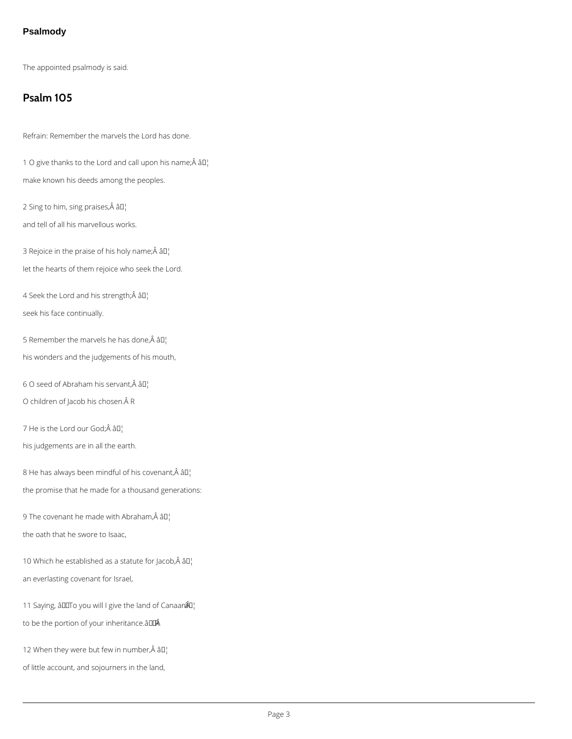### Psalmody

The appointed psalmody is said.

## Psalm 105

Refrain: Remember the marvels the Lord has done.

1 O give thanks to the Lord and call upon his name;Â â¦

make known his deeds among the peoples.

2 Sing to him, sing praises,Â â¦

and tell of all his marvellous works.

3 Rejoice in the praise of his holy name;Â â¦

let the hearts of them rejoice who seek the Lord.

4 Seek the Lord and his strength;Â â¦

seek his face continually.

5 Remember the marvels he has done,Â â¦

his wonders and the judgements of his mouth,

6 O seed of Abraham his servant,Â â¦

O children of Jacob his chosen.Â R

7 He is the Lord our God;Â â¦

his judgements are in all the earth.

8 He has always been mindful of his covenant,Â â¦

the promise that he made for a thousand generations:

9 The covenant he made with Abraham,Â â¦

the oath that he swore to Isaac,

10 Which he established as a statute for Jacob,Â â¦

an everlasting covenant for Israel,

11 Saying, âTo you will I give the land of Canaan,Â â¦

to be the portion of your inheritance.âÂ

12 When they were but few in number,Â â¦

of little account, and sojourners in the land,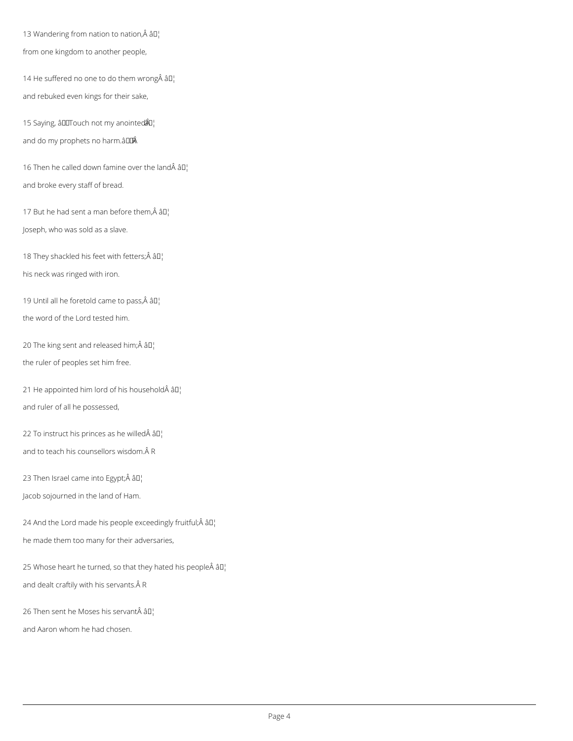13 Wandering from nation to nation,Â â¦

from one kingdom to another people,

14 He suffered no one to do them wrongÂ â¦

and rebuked even kings for their sake,

15 Saying, âTouch not my anointedÂ â¦

and do my prophets no harm.âÂ

16 Then he called down famine over the landÂ â¦

and broke every staff of bread.

17 But he had sent a man before them,Â â¦

Joseph, who was sold as a slave.

18 They shackled his feet with fetters;Â â¦

his neck was ringed with iron.

19 Until all he foretold came to pass,Â â¦

the word of the Lord tested him.

20 The king sent and released him;Â â¦

the ruler of peoples set him free.

21 He appointed him lord of his householdÂ â¦

and ruler of all he possessed,

22 To instruct his princes as he willedÂ â¦

and to teach his counsellors wisdom.Â R

23 Then Israel came into Egypt;Â â¦

Jacob sojourned in the land of Ham.

24 And the Lord made his people exceedingly fruitful;Â â¦

he made them too many for their adversaries,

25 Whose heart he turned, so that they hated his peopleÂ â¦

and dealt craftily with his servants.Â R

26 Then sent he Moses his servantÂ â¦

and Aaron whom he had chosen.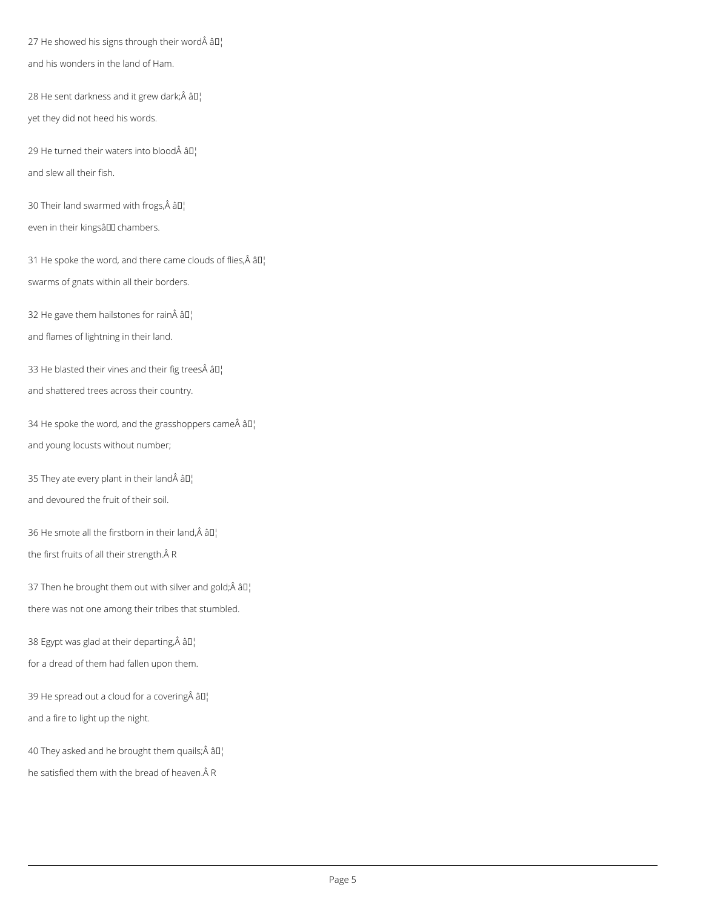27 He showed his signs through their wordÂ â¦

and his wonders in the land of Ham.

28 He sent darkness and it grew dark;Â â¦

yet they did not heed his words.

29 He turned their waters into bloodÂ â¦

and slew all their fish.

30 Their land swarmed with frogs,Â â¦

even in their kingsâ chambers.

31 He spoke the word, and there came clouds of flies,Â â¦

swarms of gnats within all their borders.

32 He gave them hailstones for rainÂ â¦

and flames of lightning in their land.

33 He blasted their vines and their fig treesÂ â¦

and shattered trees across their country.

34 He spoke the word, and the grasshoppers cameÂ â¦

and young locusts without number;

35 They ate every plant in their landÂ â¦

and devoured the fruit of their soil.

36 He smote all the firstborn in their land,Â â¦

the first fruits of all their strength.Â R

37 Then he brought them out with silver and gold;Â â¦

there was not one among their tribes that stumbled.

38 Egypt was glad at their departing,Â â¦

for a dread of them had fallen upon them.

39 He spread out a cloud for a coveringÂ â¦

and a fire to light up the night.

40 They asked and he brought them quails;Â â¦

he satisfied them with the bread of heaven.Â R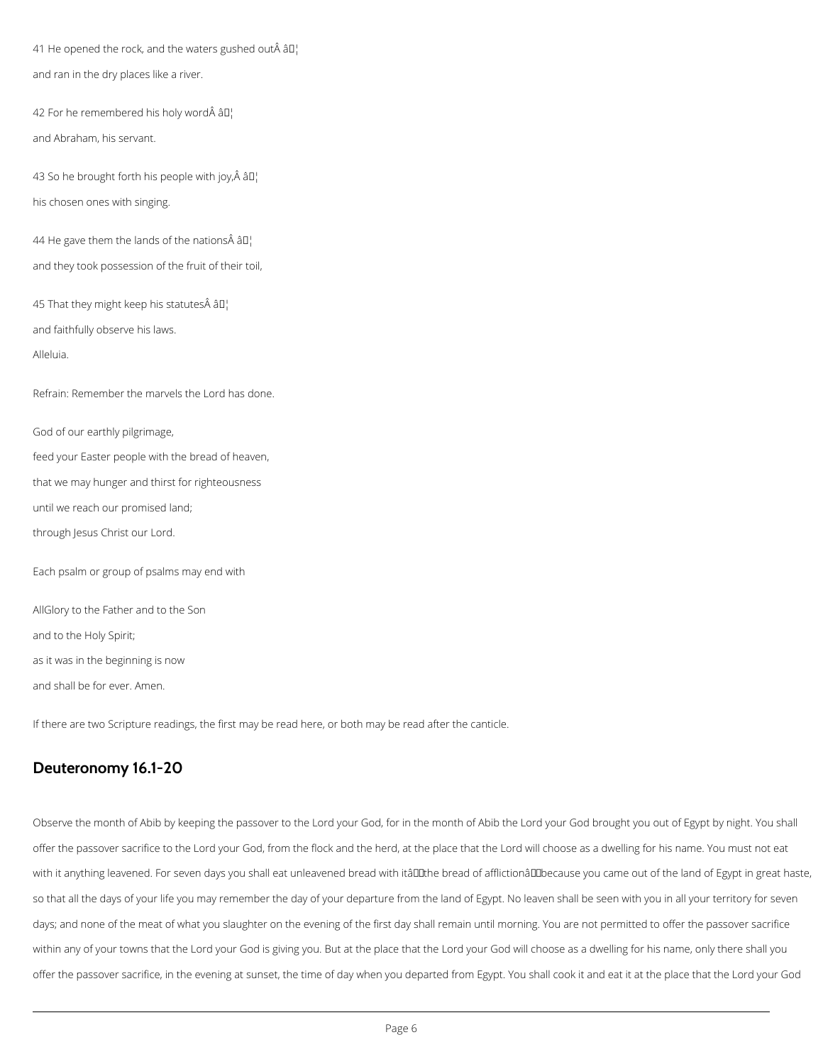41 He opened the rock, and the waters gushed outÂ â¦

and ran in the dry places like a river.

42 For he remembered his holy wordÂ â¦

and Abraham, his servant.

43 So he brought forth his people with joy,Â â¦

his chosen ones with singing.

44 He gave them the lands of the nationsÂ â¦

and they took possession of the fruit of their toil,

45 That they might keep his statutesÂ â¦

and faithfully observe his laws.

Alleluia.

Refrain: Remember the marvels the Lord has done.

God of our earthly pilgrimage,

feed your Easter people with the bread of heaven,

that we may hunger and thirst for righteousness

until we reach our promised land;

through Jesus Christ our Lord.

Each psalm or group of psalms may end with

AllGlory to the Father and to the Son

and to the Holy Spirit;

as it was in the beginning is now

and shall be for ever. Amen.

If there are two Scripture readings, the first may be read here, or both may be read after the canticle.

## Deuteronomy 16.1-20

Observe the month of Abib by keeping the passover to the Lord your God, for in the month of Abib the Lord your God brought you out of Egypt by night. You shall offer the passover sacrifice to the Lord your God, from the flock and the herd, at the place that the Lord will choose as a dwelling for his name. You must not eat with it anything leavened. For seven days you shall eat unleavened bread with itâthe bread of afflictionâbecause you came out of the land of Egypt in great haste, so that all the days of your life you may remember the day of your departure from the land of Egypt. No leaven shall be seen with you in all your territory for seven days; and none of the meat of what you slaughter on the evening of the first day shall remain until morning. You are not permitted to offer the passover sacrifice within any of your towns that the Lord your God is giving you. But at the place that the Lord your God will choose as a dwelling for his name, only there shall you offer the passover sacrifice, in the evening at sunset, the time of day when you departed from Egypt. You shall cook it and eat it at the place that the Lord your God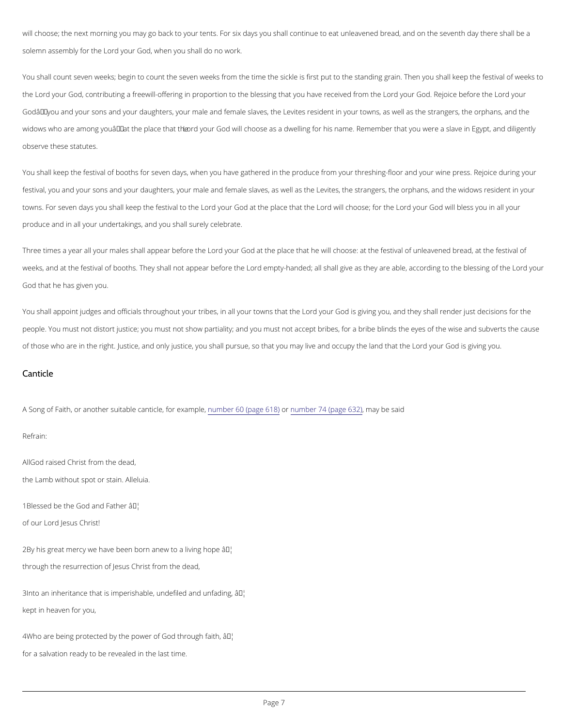will choose; the next morning you may go back to your tents. For six days you shall continue to eat unleavened bread, and on the seventh day there shall be a solemn assembly for the Lord your God, when you shall do no work.

You shall count seven weeks; begin to count the seven weeks from the time the sickle is first put to the standing grain. Then you shall keep the festival of weeks to the Lord your God, contributing a freewill-offering in proportion to the blessing that you have received from the Lord your God. Rejoice before the Lord your God—you and your sons and your daughters, your male and female slaves, the Levites resident in your towns, as well as the strangers, the orphans, and the widows who are among you—at the place that the Lord your God will choose as a dwelling for his name. Remember that you were a slave in Egypt, and diligently observe these statutes.

You shall keep the festival of booths for seven days, when you have gathered in the produce from your threshing-floor and your wine press. Rejoice during your festival, you and your sons and your daughters, your male and female slaves, as well as the Levites, the strangers, the orphans, and the widows resident in your towns. For seven days you shall keep the festival to the Lord your God at the place that the Lord will choose; for the Lord your God will bless you in all your produce and in all your undertakings, and you shall surely celebrate.

Three times a year all your males shall appear before the Lord your God at the place that he will choose: at the festival of unleavened bread, at the festival of weeks, and at the festival of booths. They shall not appear before the Lord empty-handed; all shall give as they are able, according to the blessing of the Lord your God that he has given you.

You shall appoint judges and officials throughout your tribes, in all your towns that the Lord your God is giving you, and they shall render just decisions for the people. You must not distort justice; you must not show partiality; and you must not accept bribes, for a bribe blinds the eyes of the wise and subverts the cause of those who are in the right. Justice, and only justice, you shall pursue, so that you may live and occupy the land that the Lord your God is giving you.

## Canticle

A Song of Faith, or another suitable canticle, for example, number 60 (page 618) or number 74 (page 632), may be said

Refrain:

**All** God raised Christ from the dead,
the Lamb without spot or stain. Alleluia.

1 Blessed be the God and Father …
of our Lord Jesus Christ!

2 By his great mercy we have been born anew to a living hope …
through the resurrection of Jesus Christ from the dead,

3 Into an inheritance that is imperishable, undefiled and unfading, …
kept in heaven for you,

4 Who are being protected by the power of God through faith, …
for a salvation ready to be revealed in the last time.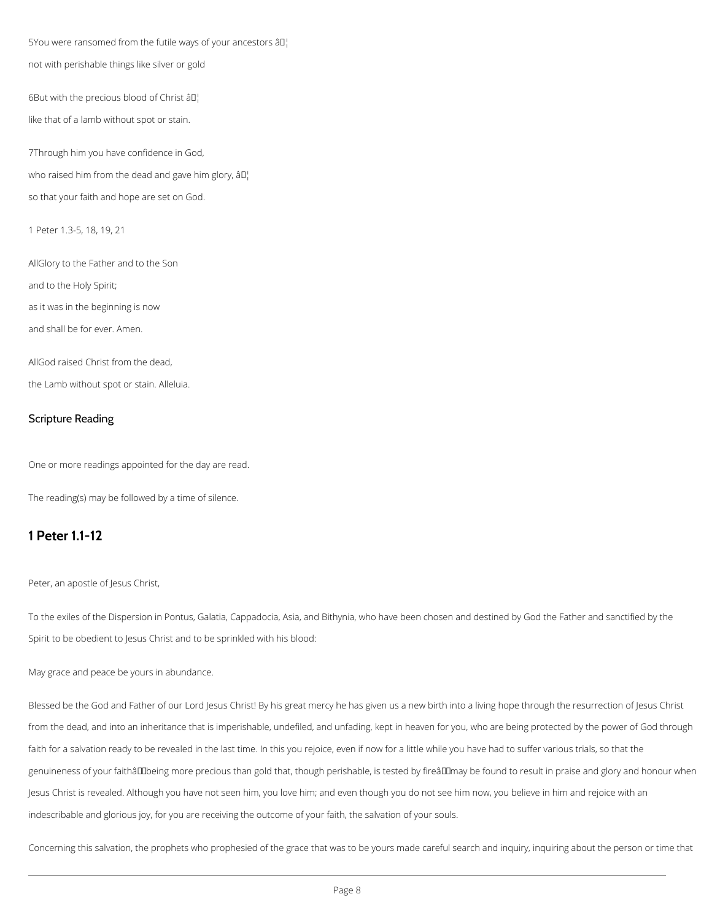5You were ransomed from the futile ways of your ancestors â¦

not with perishable things like silver or gold

6But with the precious blood of Christ â¦

like that of a lamb without spot or stain.

7Through him you have confidence in God,

who raised him from the dead and gave him glory, â¦

so that your faith and hope are set on God.

1 Peter 1.3-5, 18, 19, 21

AllGlory to the Father and to the Son

and to the Holy Spirit;

as it was in the beginning is now

and shall be for ever. Amen.

AllGod raised Christ from the dead,

the Lamb without spot or stain. Alleluia.

## Scripture Reading

One or more readings appointed for the day are read.

The reading(s) may be followed by a time of silence.

## 1 Peter 1.1-12

Peter, an apostle of Jesus Christ,

To the exiles of the Dispersion in Pontus, Galatia, Cappadocia, Asia, and Bithynia, who have been chosen and destined by God the Father and sanctified by the Spirit to be obedient to Jesus Christ and to be sprinkled with his blood:

May grace and peace be yours in abundance.

Blessed be the God and Father of our Lord Jesus Christ! By his great mercy he has given us a new birth into a living hope through the resurrection of Jesus Christ from the dead, and into an inheritance that is imperishable, undefiled, and unfading, kept in heaven for you, who are being protected by the power of God through faith for a salvation ready to be revealed in the last time. In this you rejoice, even if now for a little while you have had to suffer various trials, so that the genuineness of your faithâbeing more precious than gold that, though perishable, is tested by fireâmay be found to result in praise and glory and honour when Jesus Christ is revealed. Although you have not seen him, you love him; and even though you do not see him now, you believe in him and rejoice with an indescribable and glorious joy, for you are receiving the outcome of your faith, the salvation of your souls.

Concerning this salvation, the prophets who prophesied of the grace that was to be yours made careful search and inquiry, inquiring about the person or time that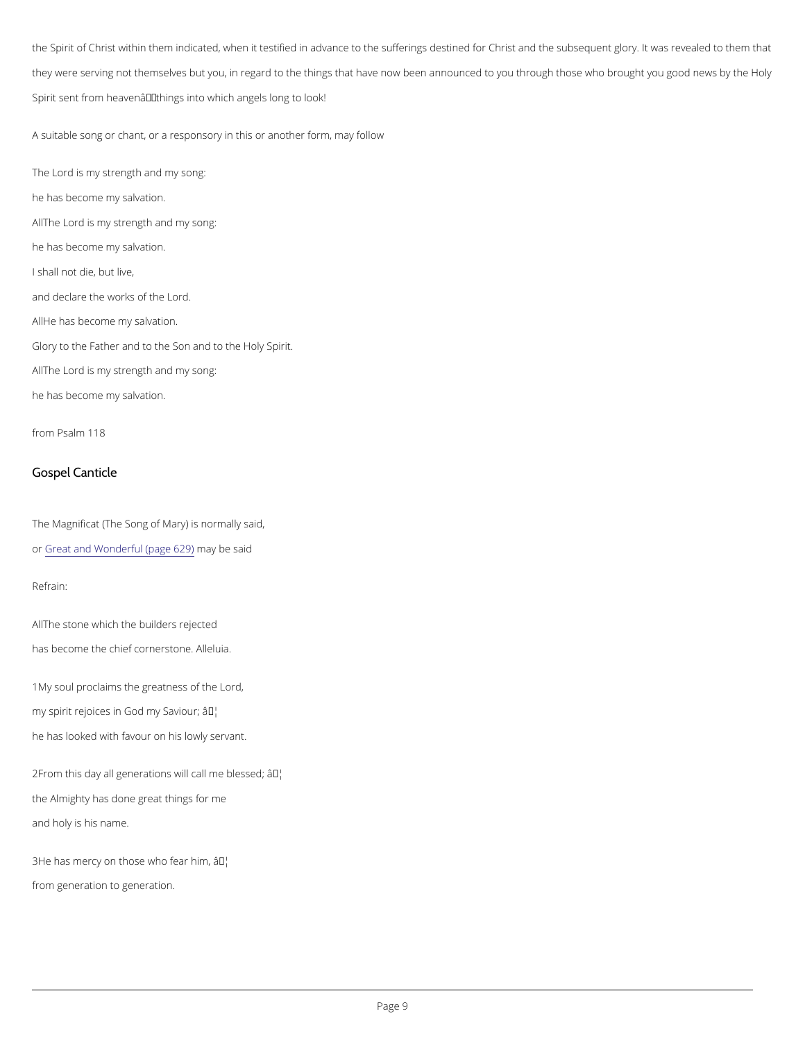the Spirit of Christ within them indicated, when it testified in advance to the sufferings destined for Christ and the subsequent glory. It was revealed to them that they were serving not themselves but you, in regard to the things that have now been announced to you through those who brought you good news by the Holy Spirit sent from heavenâ things into which angels long to look!

A suitable song or chant, or a responsory in this or another form, may follow

The Lord is my strength and my song:

he has become my salvation.

AllThe Lord is my strength and my song:

he has become my salvation.

I shall not die, but live,

and declare the works of the Lord.

AllHe has become my salvation.

Glory to the Father and to the Son and to the Holy Spirit.

AllThe Lord is my strength and my song:

he has become my salvation.

from Psalm 118

## Gospel Canticle

The Magnificat (The Song of Mary) is normally said,

or Great and Wonderful (page 629) may be said

Refrain:

AllThe stone which the builders rejected

has become the chief cornerstone. Alleluia.

1My soul proclaims the greatness of the Lord,

my spirit rejoices in God my Saviour; â¦

he has looked with favour on his lowly servant.

2From this day all generations will call me blessed; â¦

the Almighty has done great things for me

and holy is his name.

3He has mercy on those who fear him, â¦

from generation to generation.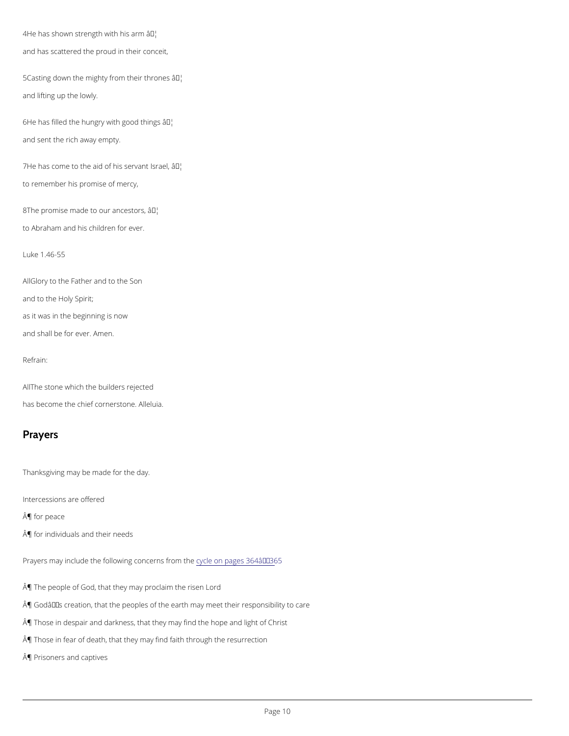4He has shown strength with his arm â¦

and has scattered the proud in their conceit,

5Casting down the mighty from their thrones â¦

and lifting up the lowly.

6He has filled the hungry with good things â¦

and sent the rich away empty.

7He has come to the aid of his servant Israel, â¦

to remember his promise of mercy,

8The promise made to our ancestors, â¦

to Abraham and his children for ever.

Luke 1.46-55

AllGlory to the Father and to the Son

and to the Holy Spirit;

as it was in the beginning is now

and shall be for ever. Amen.

Refrain:

AllThe stone which the builders rejected

has become the chief cornerstone. Alleluia.

## Prayers

Thanksgiving may be made for the day.

Intercessions are offered

Â¶ for peace

Â¶ for individuals and their needs

Prayers may include the following concerns from the cycle on pages 364â365

Â¶ The people of God, that they may proclaim the risen Lord

Â¶ Godâs creation, that the peoples of the earth may meet their responsibility to care

Â¶ Those in despair and darkness, that they may find the hope and light of Christ

Â¶ Those in fear of death, that they may find faith through the resurrection

Â¶ Prisoners and captives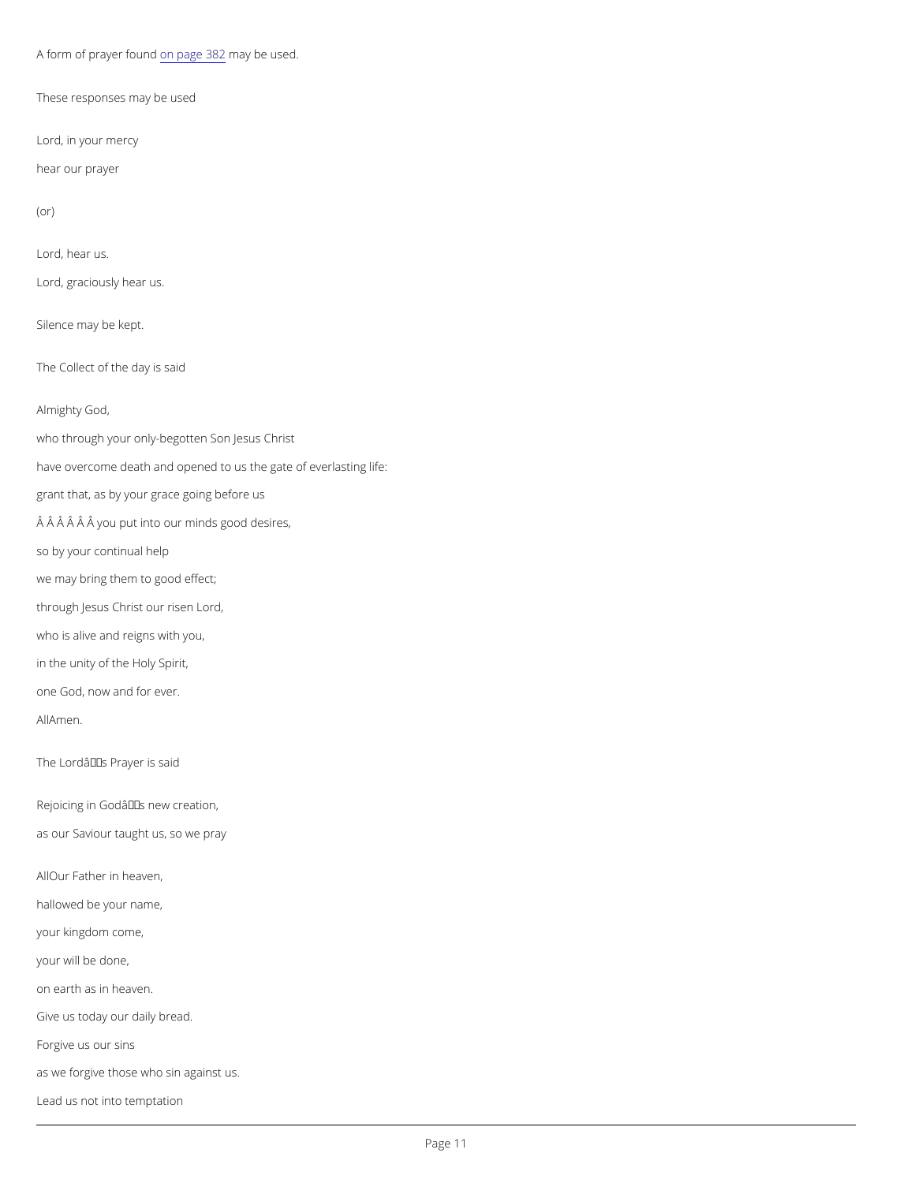A form of prayer found on page 382 may be used.

These responses may be used

Lord, in your mercy

hear our prayer

(or)

Lord, hear us.

Lord, graciously hear us.

Silence may be kept.

The Collect of the day is said

Almighty God,

who through your only-begotten Son Jesus Christ

have overcome death and opened to us the gate of everlasting life:

grant that, as by your grace going before us

Â Â Â Â Â Â you put into our minds good desires,

so by your continual help

we may bring them to good effect;

through Jesus Christ our risen Lord,

who is alive and reigns with you,

in the unity of the Holy Spirit,

one God, now and for ever.

AllAmen.

The Lordâs Prayer is said

Rejoicing in Godâs new creation,

as our Saviour taught us, so we pray

AllOur Father in heaven,

hallowed be your name,

your kingdom come,

your will be done,

on earth as in heaven.

Give us today our daily bread.

Forgive us our sins

as we forgive those who sin against us.

Lead us not into temptation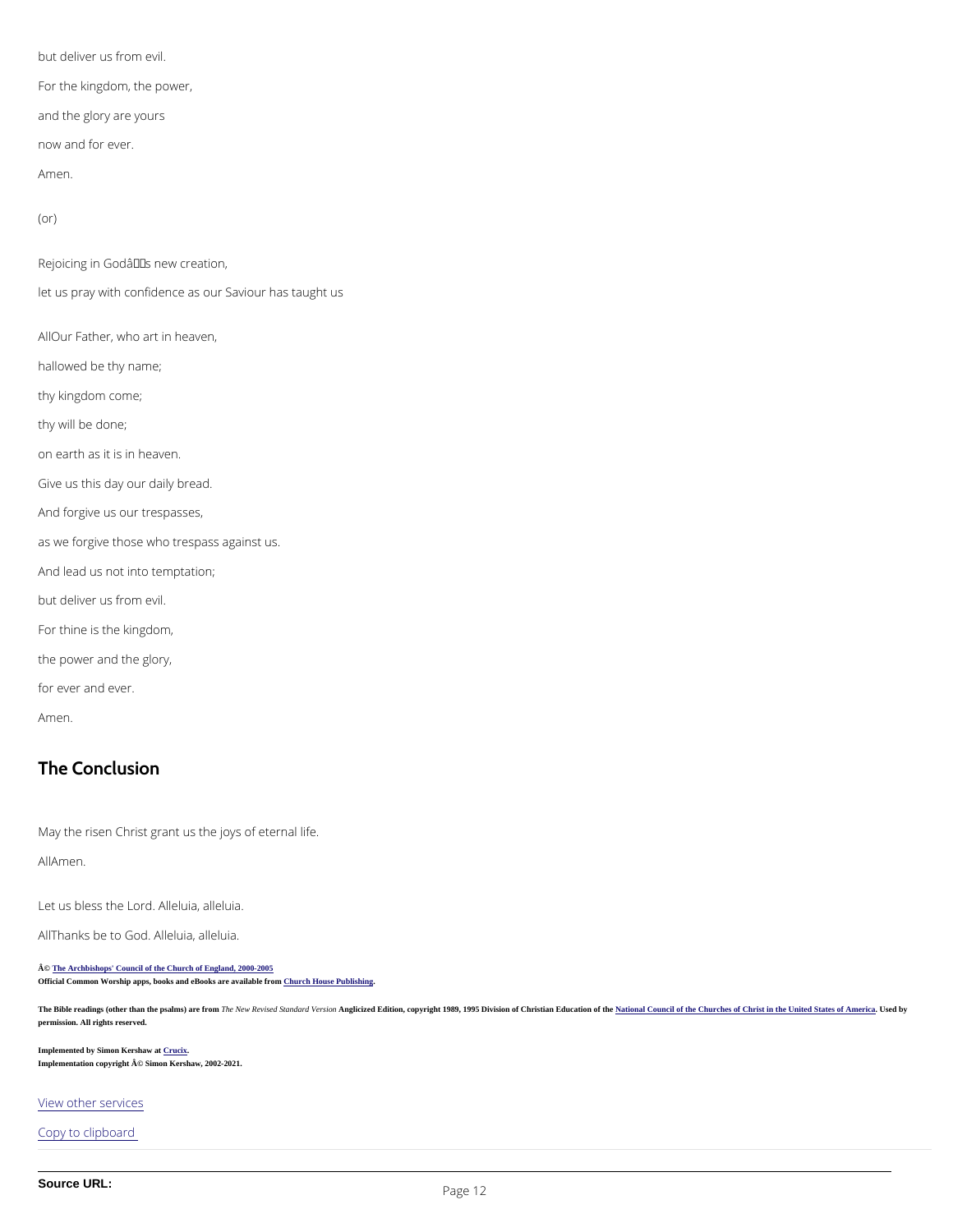but deliver us from evil.

For the kingdom, the power,

and the glory are yours

now and for ever.

Amen.

(or)

Rejoicing in Godâs new creation,

let us pray with confidence as our Saviour has taught us

AllOur Father, who art in heaven,

hallowed be thy name;

thy kingdom come;

thy will be done;

on earth as it is in heaven.

Give us this day our daily bread.

And forgive us our trespasses,

as we forgive those who trespass against us.

And lead us not into temptation;

but deliver us from evil.

For thine is the kingdom,

the power and the glory,

for ever and ever.

Amen.

## The Conclusion

May the risen Christ grant us the joys of eternal life.

AllAmen.

Let us bless the Lord. Alleluia, alleluia.

AllThanks be to God. Alleluia, alleluia.

Â© The Archbishops' Council of the Church of England, 2000-2005
**Official Common Worship apps, books and eBooks are available from Church House Publishing.**

**The Bible readings (other than the psalms) are from** *The New Revised Standard Version* **Anglicized Edition, copyright 1989, 1995 Division of Christian Education of the National Council of the Churches of Christ in the United States of America. Used by permission. All rights reserved.**

**Implemented by Simon Kershaw at Crucix.**
**Implementation copyright Â© Simon Kershaw, 2002-2021.**

View other services

Copy to clipboard

**Source URL:**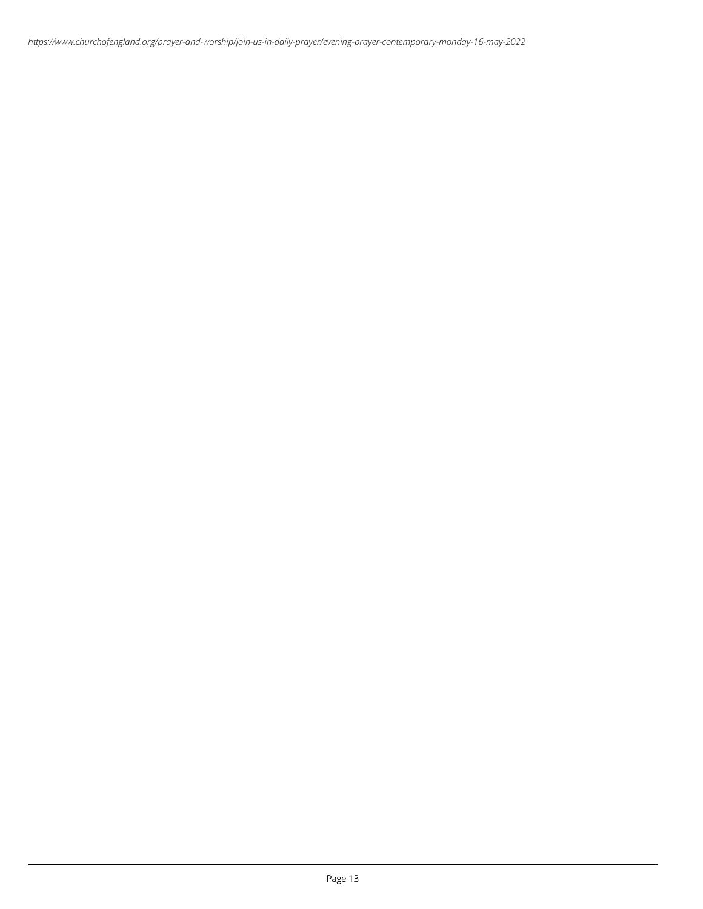*https://www.churchofengland.org/prayer-and-worship/join-us-in-daily-prayer/evening-prayer-contemporary-monday-16-may-2022*